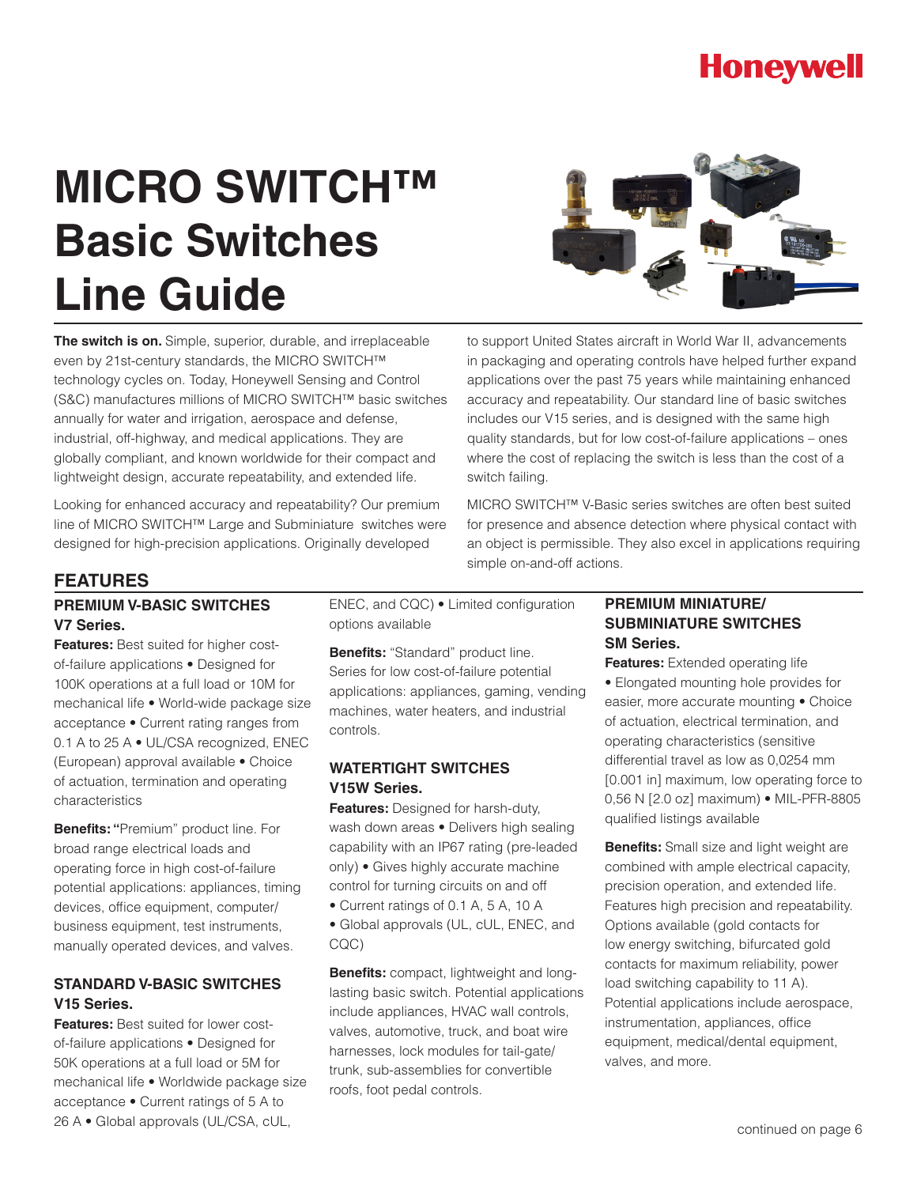Honeywell

# MICRO SWITCH™ Basic Switches Line Guide

**The switch is on.** Simple, superior, durable, and irreplaceable even by 21st-century standards, the MICRO SWITCH™ technology cycles on. Today, Honeywell Sensing and Control (S&C) manufactures millions of MICRO SWITCH™ basic switches annually for water and irrigation, aerospace and defense, industrial, off-highway, and medical applications. They are globally compliant, and known worldwide for their compact and lightweight design, accurate repeatability, and extended life.

Looking for enhanced accuracy and repeatability? Our premium line of MICRO SWITCH™ Large and Subminiature switches were designed for high-precision applications. Originally developed to support United States aircraft in World War II, advancements in packaging and operating controls have helped further expand applications over the past 75 years while maintaining enhanced accuracy and repeatability. Our standard line of basic switches includes our V15 series, and is designed with the same high quality standards, but for low cost-of-failure applications – ones where the cost of replacing the switch is less than the cost of a switch failing.

MICRO SWITCH™ V-Basic series switches are often best suited for presence and absence detection where physical contact with an object is permissible. They also excel in applications requiring simple on-and-off actions.

## FEATURES

### PREMIUM V-BASIC SWITCHES V7 Series.

**Features:** Best suited for higher cost-of-failure applications • Designed for 100K operations at a full load or 10M for mechanical life • World-wide package size acceptance • Current rating ranges from 0.1 A to 25 A • UL/CSA recognized, ENEC (European) approval available • Choice of actuation, termination and operating characteristics

**Benefits: "**Premium" product line. For broad range electrical loads and operating force in high cost-of-failure potential applications: appliances, timing devices, office equipment, computer/ business equipment, test instruments, manually operated devices, and valves.

### STANDARD V-BASIC SWITCHES V15 Series.

**Features:** Best suited for lower cost-of-failure applications • Designed for 50K operations at a full load or 5M for mechanical life • Worldwide package size acceptance • Current ratings of 5 A to 26 A • Global approvals (UL/CSA, cUL, ENEC, and CQC) • Limited configuration options available

**Benefits:** "Standard" product line. Series for low cost-of-failure potential applications: appliances, gaming, vending machines, water heaters, and industrial controls.

### WATERTIGHT SWITCHES V15W Series.

**Features:** Designed for harsh-duty, wash down areas • Delivers high sealing capability with an IP67 rating (pre-leaded only) • Gives highly accurate machine control for turning circuits on and off • Current ratings of 0.1 A, 5 A, 10 A • Global approvals (UL, cUL, ENEC, and CQC)

**Benefits:** compact, lightweight and long-lasting basic switch. Potential applications include appliances, HVAC wall controls, valves, automotive, truck, and boat wire harnesses, lock modules for tail-gate/ trunk, sub-assemblies for convertible roofs, foot pedal controls.

### PREMIUM MINIATURE/ SUBMINIATURE SWITCHES SM Series.

**Features:** Extended operating life • Elongated mounting hole provides for easier, more accurate mounting • Choice of actuation, electrical termination, and operating characteristics (sensitive differential travel as low as 0,0254 mm [0.001 in] maximum, low operating force to 0,56 N [2.0 oz] maximum) • MIL-PFR-8805 qualified listings available

**Benefits:** Small size and light weight are combined with ample electrical capacity, precision operation, and extended life. Features high precision and repeatability. Options available (gold contacts for low energy switching, bifurcated gold contacts for maximum reliability, power load switching capability to 11 A). Potential applications include aerospace, instrumentation, appliances, office equipment, medical/dental equipment, valves, and more.

continued on page 6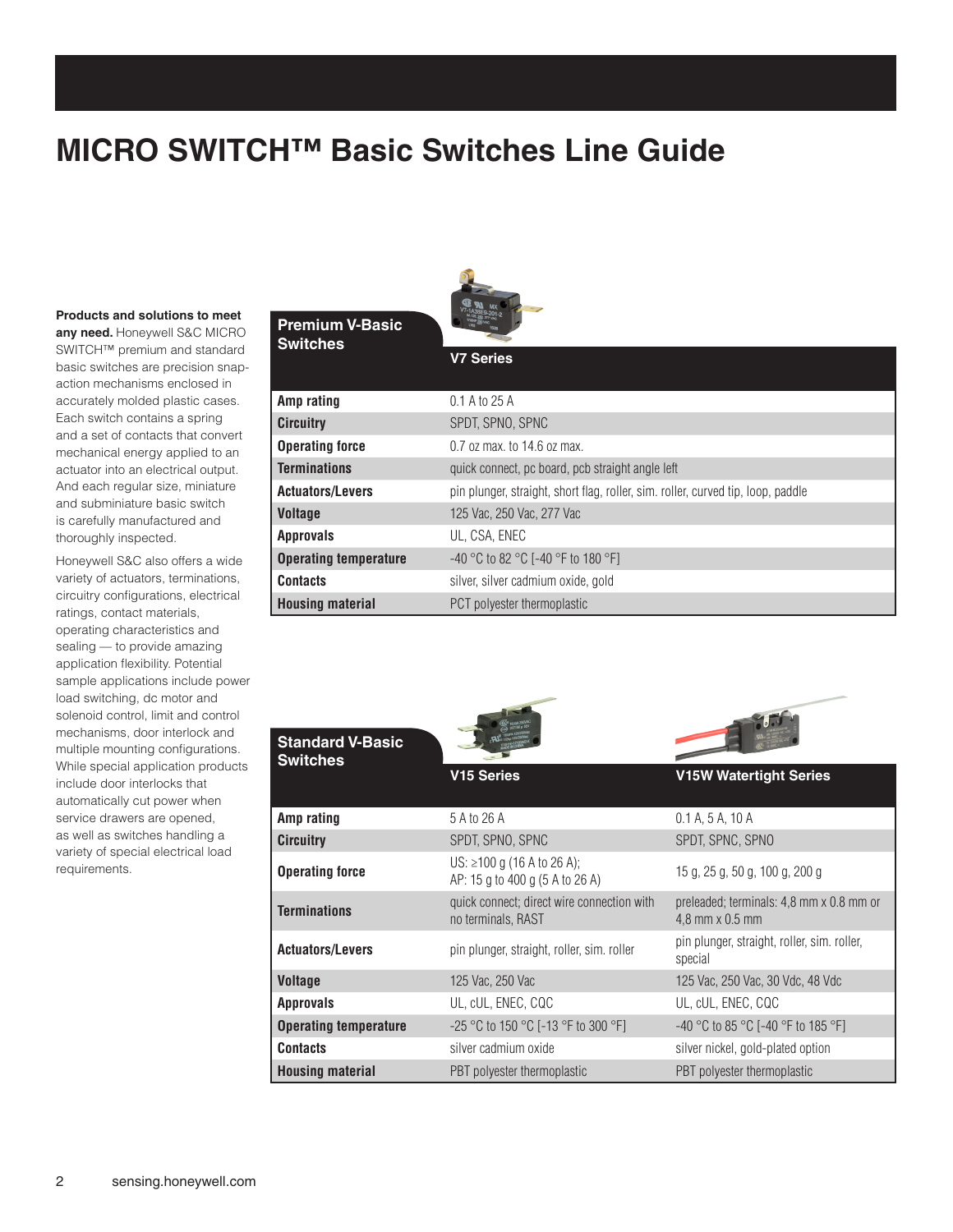# MICRO SWITCH™ Basic Switches Line Guide

**Products and solutions to meet any need.** Honeywell S&C MICRO SWITCH™ premium and standard basic switches are precision snap-action mechanisms enclosed in accurately molded plastic cases. Each switch contains a spring and a set of contacts that convert mechanical energy applied to an actuator into an electrical output. And each regular size, miniature and subminiature basic switch is carefully manufactured and thoroughly inspected.

Honeywell S&C also offers a wide variety of actuators, terminations, circuitry configurations, electrical ratings, contact materials, operating characteristics and sealing — to provide amazing application flexibility. Potential sample applications include power load switching, dc motor and solenoid control, limit and control mechanisms, door interlock and multiple mounting configurations. While special application products include door interlocks that automatically cut power when service drawers are opened, as well as switches handling a variety of special electrical load requirements.

## Premium V-Basic Switches

| | V7 Series |
|---|---|
| **Amp rating** | 0.1 A to 25 A |
| **Circuitry** | SPDT, SPNO, SPNC |
| **Operating force** | 0.7 oz max. to 14.6 oz max. |
| **Terminations** | quick connect, pc board, pcb straight angle left |
| **Actuators/Levers** | pin plunger, straight, short flag, roller, sim. roller, curved tip, loop, paddle |
| **Voltage** | 125 Vac, 250 Vac, 277 Vac |
| **Approvals** | UL, CSA, ENEC |
| **Operating temperature** | -40 °C to 82 °C [-40 °F to 180 °F] |
| **Contacts** | silver, silver cadmium oxide, gold |
| **Housing material** | PCT polyester thermoplastic |

## Standard V-Basic Switches

| | V15 Series | V15W Watertight Series |
|---|---|---|
| **Amp rating** | 5 A to 26 A | 0.1 A, 5 A, 10 A |
| **Circuitry** | SPDT, SPNO, SPNC | SPDT, SPNC, SPNO |
| **Operating force** | US: ≥100 g (16 A to 26 A); AP: 15 g to 400 g (5 A to 26 A) | 15 g, 25 g, 50 g, 100 g, 200 g |
| **Terminations** | quick connect; direct wire connection with no terminals, RAST | preleaded; terminals: 4,8 mm x 0.8 mm or 4,8 mm x 0.5 mm |
| **Actuators/Levers** | pin plunger, straight, roller, sim. roller | pin plunger, straight, roller, sim. roller, special |
| **Voltage** | 125 Vac, 250 Vac | 125 Vac, 250 Vac, 30 Vdc, 48 Vdc |
| **Approvals** | UL, cUL, ENEC, CQC | UL, cUL, ENEC, CQC |
| **Operating temperature** | -25 °C to 150 °C [-13 °F to 300 °F] | -40 °C to 85 °C [-40 °F to 185 °F] |
| **Contacts** | silver cadmium oxide | silver nickel, gold-plated option |
| **Housing material** | PBT polyester thermoplastic | PBT polyester thermoplastic |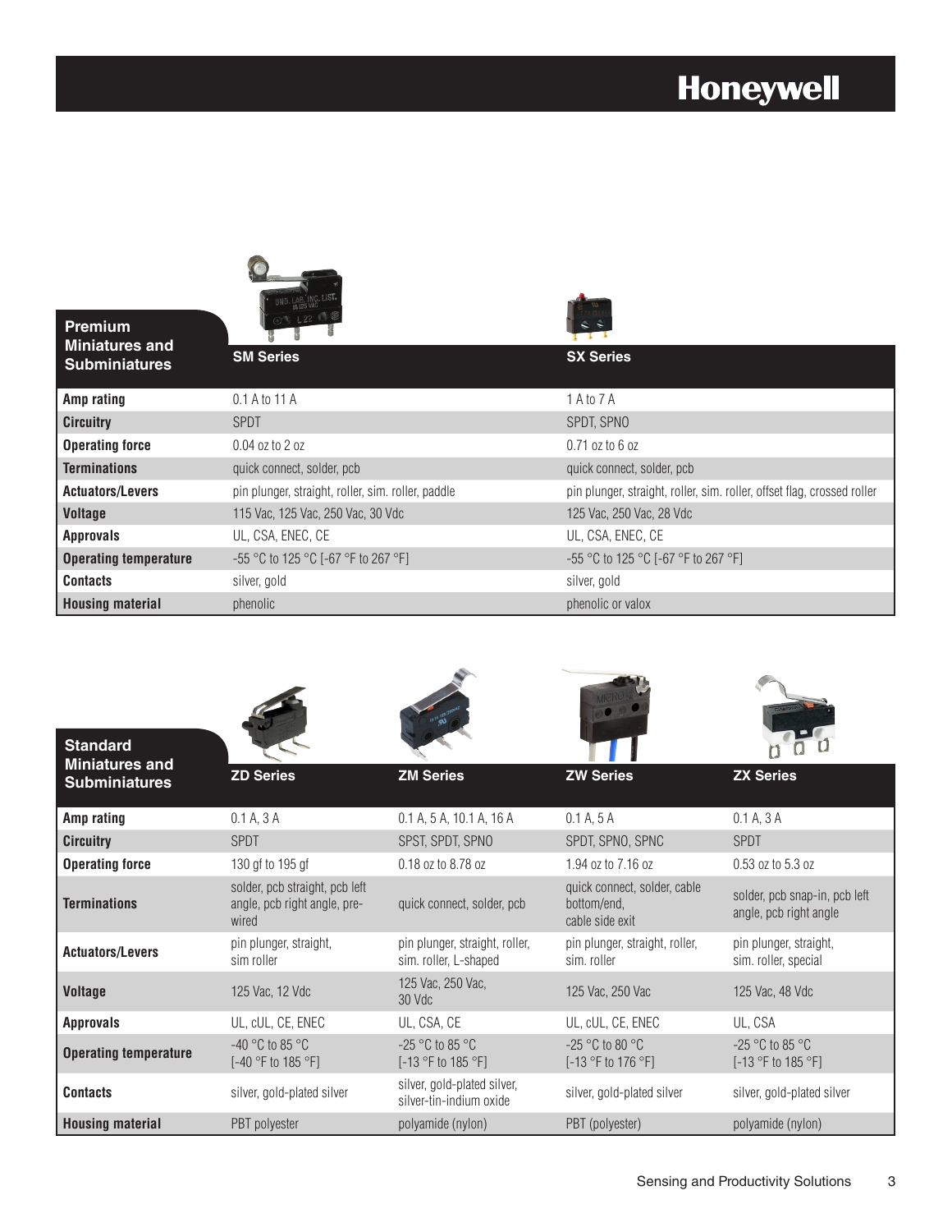| Premium Miniatures and Subminiatures | SM Series | SX Series |
| --- | --- | --- |
| **Amp rating** | 0.1 A to 11 A | 1 A to 7 A |
| **Circuitry** | SPDT | SPDT, SPNO |
| **Operating force** | 0.04 oz to 2 oz | 0.71 oz to 6 oz |
| **Terminations** | quick connect, solder, pcb | quick connect, solder, pcb |
| **Actuators/Levers** | pin plunger, straight, roller, sim. roller, paddle | pin plunger, straight, roller, sim. roller, offset flag, crossed roller |
| **Voltage** | 115 Vac, 125 Vac, 250 Vac, 30 Vdc | 125 Vac, 250 Vac, 28 Vdc |
| **Approvals** | UL, CSA, ENEC, CE | UL, CSA, ENEC, CE |
| **Operating temperature** | -55 °C to 125 °C [-67 °F to 267 °F] | -55 °C to 125 °C [-67 °F to 267 °F] |
| **Contacts** | silver, gold | silver, gold |
| **Housing material** | phenolic | phenolic or valox |

| Standard Miniatures and Subminiatures | ZD Series | ZM Series | ZW Series | ZX Series |
| --- | --- | --- | --- | --- |
| **Amp rating** | 0.1 A, 3 A | 0.1 A, 5 A, 10.1 A, 16 A | 0.1 A, 5 A | 0.1 A, 3 A |
| **Circuitry** | SPDT | SPST, SPDT, SPNO | SPDT, SPNO, SPNC | SPDT |
| **Operating force** | 130 gf to 195 gf | 0.18 oz to 8.78 oz | 1.94 oz to 7.16 oz | 0.53 oz to 5.3 oz |
| **Terminations** | solder, pcb straight, pcb left angle, pcb right angle, pre-wired | quick connect, solder, pcb | quick connect, solder, cable bottom/end, cable side exit | solder, pcb snap-in, pcb left angle, pcb right angle |
| **Actuators/Levers** | pin plunger, straight, sim roller | pin plunger, straight, roller, sim. roller, L-shaped | pin plunger, straight, roller, sim. roller | pin plunger, straight, sim. roller, special |
| **Voltage** | 125 Vac, 12 Vdc | 125 Vac, 250 Vac, 30 Vdc | 125 Vac, 250 Vac | 125 Vac, 48 Vdc |
| **Approvals** | UL, cUL, CE, ENEC | UL, CSA, CE | UL, cUL, CE, ENEC | UL, CSA |
| **Operating temperature** | -40 °C to 85 °C [-40 °F to 185 °F] | -25 °C to 85 °C [-13 °F to 185 °F] | -25 °C to 80 °C [-13 °F to 176 °F] | -25 °C to 85 °C [-13 °F to 185 °F] |
| **Contacts** | silver, gold-plated silver | silver, gold-plated silver, silver-tin-indium oxide | silver, gold-plated silver | silver, gold-plated silver |
| **Housing material** | PBT polyester | polyamide (nylon) | PBT (polyester) | polyamide (nylon) |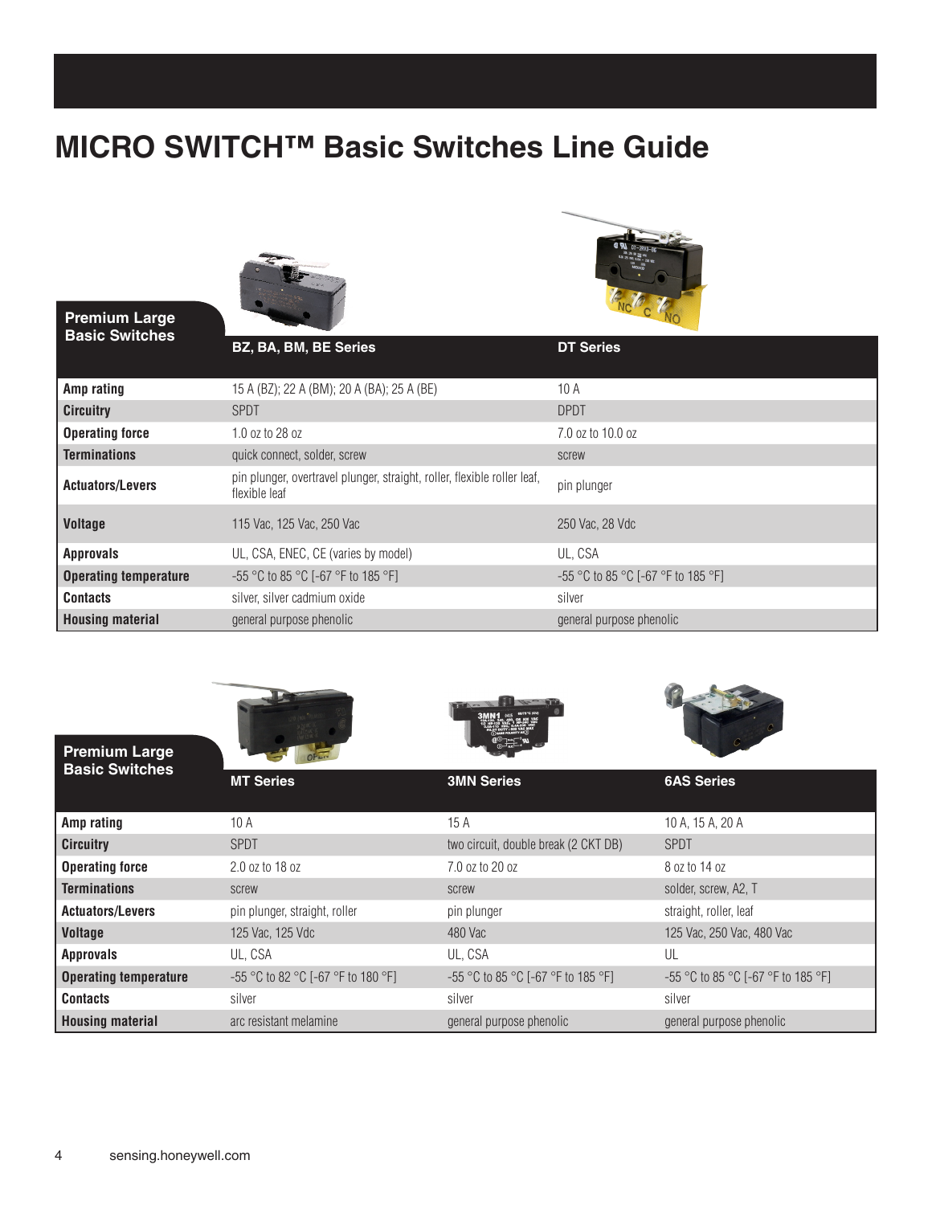# MICRO SWITCH™ Basic Switches Line Guide

| Premium Large Basic Switches | BZ, BA, BM, BE Series | DT Series |
|---|---|---|
| **Amp rating** | 15 A (BZ); 22 A (BM); 20 A (BA); 25 A (BE) | 10 A |
| **Circuitry** | SPDT | DPDT |
| **Operating force** | 1.0 oz to 28 oz | 7.0 oz to 10.0 oz |
| **Terminations** | quick connect, solder, screw | screw |
| **Actuators/Levers** | pin plunger, overtravel plunger, straight, roller, flexible roller leaf, flexible leaf | pin plunger |
| **Voltage** | 115 Vac, 125 Vac, 250 Vac | 250 Vac, 28 Vdc |
| **Approvals** | UL, CSA, ENEC, CE (varies by model) | UL, CSA |
| **Operating temperature** | -55 °C to 85 °C [-67 °F to 185 °F] | -55 °C to 85 °C [-67 °F to 185 °F] |
| **Contacts** | silver, silver cadmium oxide | silver |
| **Housing material** | general purpose phenolic | general purpose phenolic |

| Premium Large Basic Switches | MT Series | 3MN Series | 6AS Series |
|---|---|---|---|
| **Amp rating** | 10 A | 15 A | 10 A, 15 A, 20 A |
| **Circuitry** | SPDT | two circuit, double break (2 CKT DB) | SPDT |
| **Operating force** | 2.0 oz to 18 oz | 7.0 oz to 20 oz | 8 oz to 14 oz |
| **Terminations** | screw | screw | solder, screw, A2, T |
| **Actuators/Levers** | pin plunger, straight, roller | pin plunger | straight, roller, leaf |
| **Voltage** | 125 Vac, 125 Vdc | 480 Vac | 125 Vac, 250 Vac, 480 Vac |
| **Approvals** | UL, CSA | UL, CSA | UL |
| **Operating temperature** | -55 °C to 82 °C [-67 °F to 180 °F] | -55 °C to 85 °C [-67 °F to 185 °F] | -55 °C to 85 °C [-67 °F to 185 °F] |
| **Contacts** | silver | silver | silver |
| **Housing material** | arc resistant melamine | general purpose phenolic | general purpose phenolic |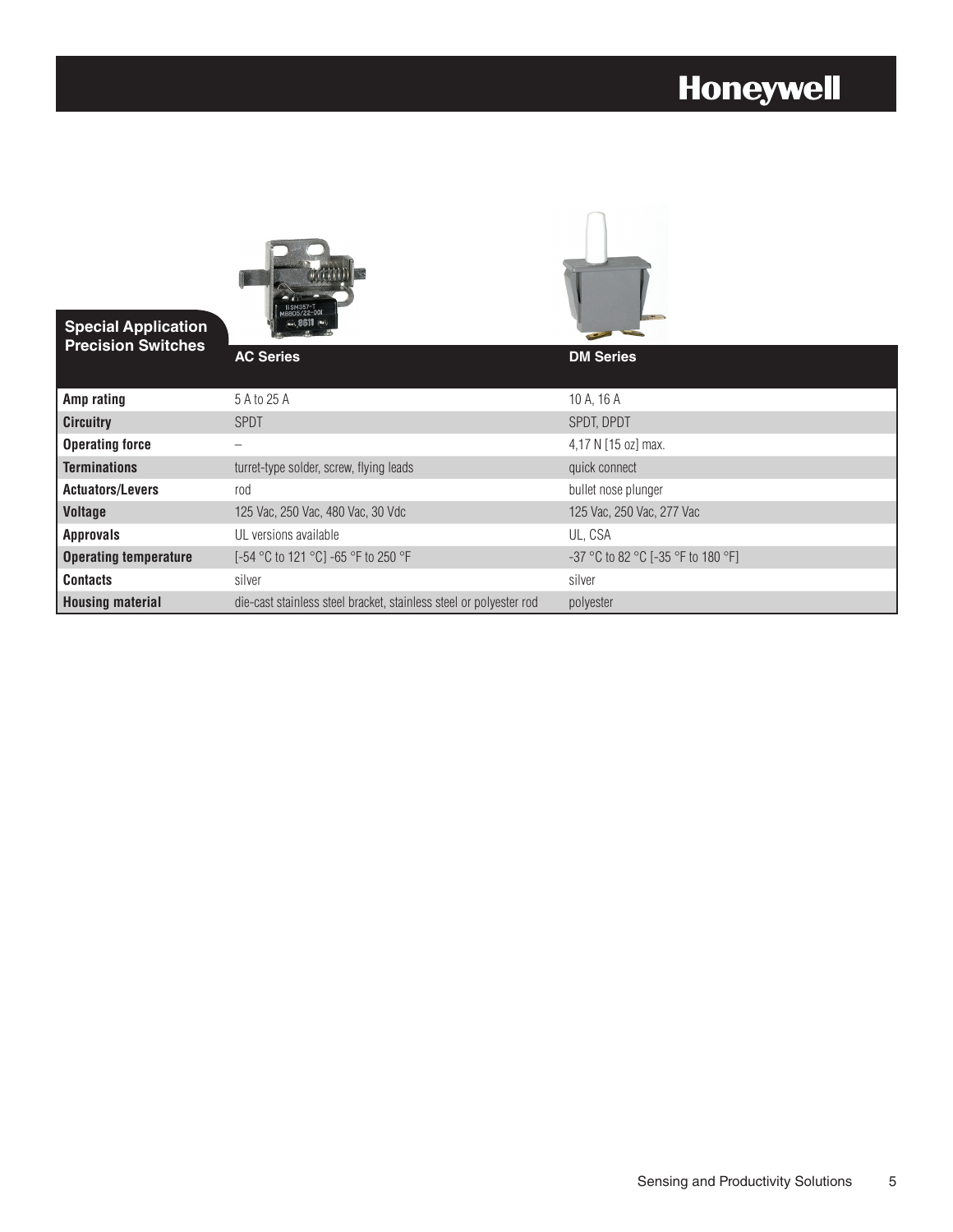| Special Application Precision Switches | AC Series | DM Series |
|---|---|---|
| **Amp rating** | 5 A to 25 A | 10 A, 16 A |
| **Circuitry** | SPDT | SPDT, DPDT |
| **Operating force** | – | 4,17 N [15 oz] max. |
| **Terminations** | turret-type solder, screw, flying leads | quick connect |
| **Actuators/Levers** | rod | bullet nose plunger |
| **Voltage** | 125 Vac, 250 Vac, 480 Vac, 30 Vdc | 125 Vac, 250 Vac, 277 Vac |
| **Approvals** | UL versions available | UL, CSA |
| **Operating temperature** | [-54 °C to 121 °C] -65 °F to 250 °F | -37 °C to 82 °C [-35 °F to 180 °F] |
| **Contacts** | silver | silver |
| **Housing material** | die-cast stainless steel bracket, stainless steel or polyester rod | polyester |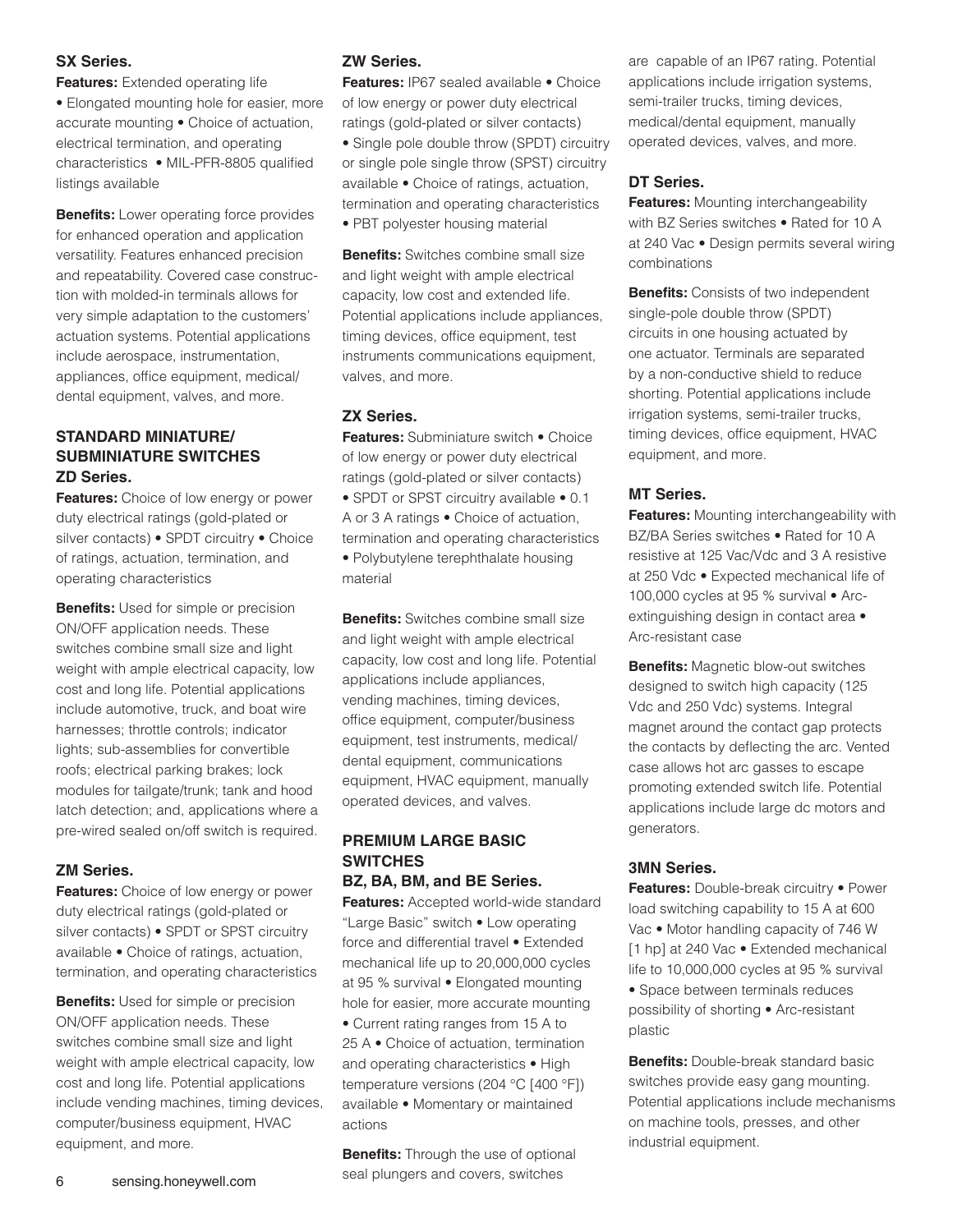### SX Series.

**Features:** Extended operating life • Elongated mounting hole for easier, more accurate mounting • Choice of actuation, electrical termination, and operating characteristics • MIL-PFR-8805 qualified listings available

**Benefits:** Lower operating force provides for enhanced operation and application versatility. Features enhanced precision and repeatability. Covered case construction with molded-in terminals allows for very simple adaptation to the customers' actuation systems. Potential applications include aerospace, instrumentation, appliances, office equipment, medical/dental equipment, valves, and more.

## STANDARD MINIATURE/ SUBMINIATURE SWITCHES

### ZD Series.

**Features:** Choice of low energy or power duty electrical ratings (gold-plated or silver contacts) • SPDT circuitry • Choice of ratings, actuation, termination, and operating characteristics

**Benefits:** Used for simple or precision ON/OFF application needs. These switches combine small size and light weight with ample electrical capacity, low cost and long life. Potential applications include automotive, truck, and boat wire harnesses; throttle controls; indicator lights; sub-assemblies for convertible roofs; electrical parking brakes; lock modules for tailgate/trunk; tank and hood latch detection; and, applications where a pre-wired sealed on/off switch is required.

### ZM Series.

**Features:** Choice of low energy or power duty electrical ratings (gold-plated or silver contacts) • SPDT or SPST circuitry available • Choice of ratings, actuation, termination, and operating characteristics

**Benefits:** Used for simple or precision ON/OFF application needs. These switches combine small size and light weight with ample electrical capacity, low cost and long life. Potential applications include vending machines, timing devices, computer/business equipment, HVAC equipment, and more.

### ZW Series.

**Features:** IP67 sealed available • Choice of low energy or power duty electrical ratings (gold-plated or silver contacts) • Single pole double throw (SPDT) circuitry or single pole single throw (SPST) circuitry available • Choice of ratings, actuation, termination and operating characteristics • PBT polyester housing material

**Benefits:** Switches combine small size and light weight with ample electrical capacity, low cost and extended life. Potential applications include appliances, timing devices, office equipment, test instruments communications equipment, valves, and more.

### ZX Series.

**Features:** Subminiature switch • Choice of low energy or power duty electrical ratings (gold-plated or silver contacts) • SPDT or SPST circuitry available • 0.1 A or 3 A ratings • Choice of actuation, termination and operating characteristics • Polybutylene terephthalate housing material

**Benefits:** Switches combine small size and light weight with ample electrical capacity, low cost and long life. Potential applications include appliances, vending machines, timing devices, office equipment, computer/business equipment, test instruments, medical/dental equipment, communications equipment, HVAC equipment, manually operated devices, and valves.

## PREMIUM LARGE BASIC SWITCHES

### BZ, BA, BM, and BE Series.

**Features:** Accepted world-wide standard "Large Basic" switch • Low operating force and differential travel • Extended mechanical life up to 20,000,000 cycles at 95 % survival • Elongated mounting hole for easier, more accurate mounting • Current rating ranges from 15 A to 25 A • Choice of actuation, termination and operating characteristics • High temperature versions (204 °C [400 °F]) available • Momentary or maintained actions

**Benefits:** Through the use of optional seal plungers and covers, switches are capable of an IP67 rating. Potential applications include irrigation systems, semi-trailer trucks, timing devices, medical/dental equipment, manually operated devices, valves, and more.

### DT Series.

**Features:** Mounting interchangeability with BZ Series switches • Rated for 10 A at 240 Vac • Design permits several wiring combinations

**Benefits:** Consists of two independent single-pole double throw (SPDT) circuits in one housing actuated by one actuator. Terminals are separated by a non-conductive shield to reduce shorting. Potential applications include irrigation systems, semi-trailer trucks, timing devices, office equipment, HVAC equipment, and more.

### MT Series.

**Features:** Mounting interchangeability with BZ/BA Series switches • Rated for 10 A resistive at 125 Vac/Vdc and 3 A resistive at 250 Vdc • Expected mechanical life of 100,000 cycles at 95 % survival • Arc-extinguishing design in contact area • Arc-resistant case

**Benefits:** Magnetic blow-out switches designed to switch high capacity (125 Vdc and 250 Vdc) systems. Integral magnet around the contact gap protects the contacts by deflecting the arc. Vented case allows hot arc gasses to escape promoting extended switch life. Potential applications include large dc motors and generators.

### 3MN Series.

**Features:** Double-break circuitry • Power load switching capability to 15 A at 600 Vac • Motor handling capacity of 746 W [1 hp] at 240 Vac • Extended mechanical life to 10,000,000 cycles at 95 % survival • Space between terminals reduces possibility of shorting • Arc-resistant plastic

**Benefits:** Double-break standard basic switches provide easy gang mounting. Potential applications include mechanisms on machine tools, presses, and other industrial equipment.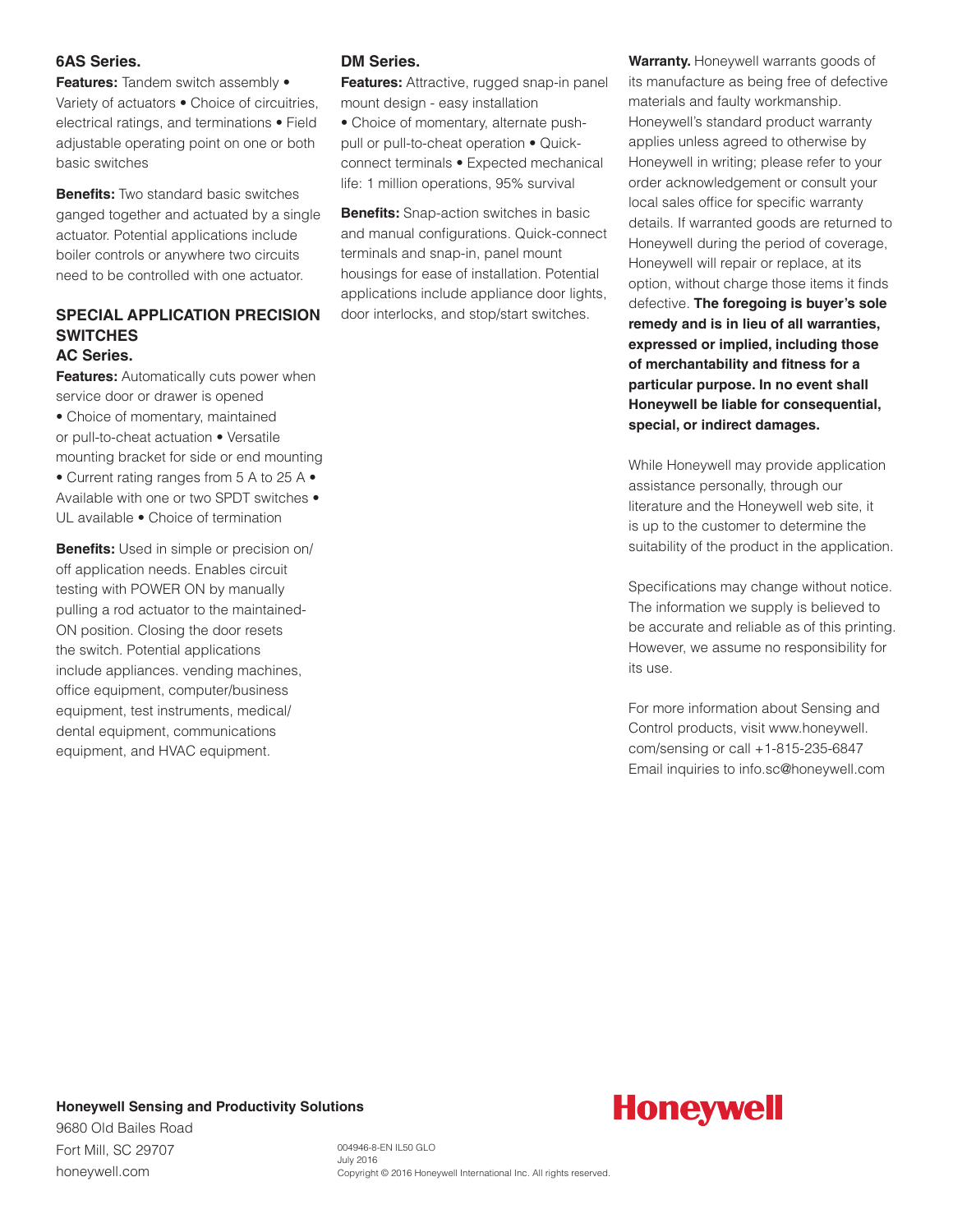### 6AS Series.

**Features:** Tandem switch assembly • Variety of actuators • Choice of circuitries, electrical ratings, and terminations • Field adjustable operating point on one or both basic switches

**Benefits:** Two standard basic switches ganged together and actuated by a single actuator. Potential applications include boiler controls or anywhere two circuits need to be controlled with one actuator.

## SPECIAL APPLICATION PRECISION SWITCHES

### AC Series.

**Features:** Automatically cuts power when service door or drawer is opened • Choice of momentary, maintained or pull-to-cheat actuation • Versatile mounting bracket for side or end mounting • Current rating ranges from 5 A to 25 A • Available with one or two SPDT switches • UL available • Choice of termination

**Benefits:** Used in simple or precision on/off application needs. Enables circuit testing with POWER ON by manually pulling a rod actuator to the maintained-ON position. Closing the door resets the switch. Potential applications include appliances. vending machines, office equipment, computer/business equipment, test instruments, medical/dental equipment, communications equipment, and HVAC equipment.

### DM Series.

**Features:** Attractive, rugged snap-in panel mount design - easy installation • Choice of momentary, alternate push-pull or pull-to-cheat operation • Quick-connect terminals • Expected mechanical life: 1 million operations, 95% survival

**Benefits:** Snap-action switches in basic and manual configurations. Quick-connect terminals and snap-in, panel mount housings for ease of installation. Potential applications include appliance door lights, door interlocks, and stop/start switches.

**Warranty.** Honeywell warrants goods of its manufacture as being free of defective materials and faulty workmanship. Honeywell's standard product warranty applies unless agreed to otherwise by Honeywell in writing; please refer to your order acknowledgement or consult your local sales office for specific warranty details. If warranted goods are returned to Honeywell during the period of coverage, Honeywell will repair or replace, at its option, without charge those items it finds defective. **The foregoing is buyer's sole remedy and is in lieu of all warranties, expressed or implied, including those of merchantability and fitness for a particular purpose. In no event shall Honeywell be liable for consequential, special, or indirect damages.**

While Honeywell may provide application assistance personally, through our literature and the Honeywell web site, it is up to the customer to determine the suitability of the product in the application.

Specifications may change without notice. The information we supply is believed to be accurate and reliable as of this printing. However, we assume no responsibility for its use.

For more information about Sensing and Control products, visit www.honeywell.com/sensing or call +1-815-235-6847
Email inquiries to info.sc@honeywell.com

**Honeywell Sensing and Productivity Solutions**
9680 Old Bailes Road
Fort Mill, SC 29707
honeywell.com

004946-8-EN IL50 GLO
July 2016
Copyright © 2016 Honeywell International Inc. All rights reserved.

**Honeywell**